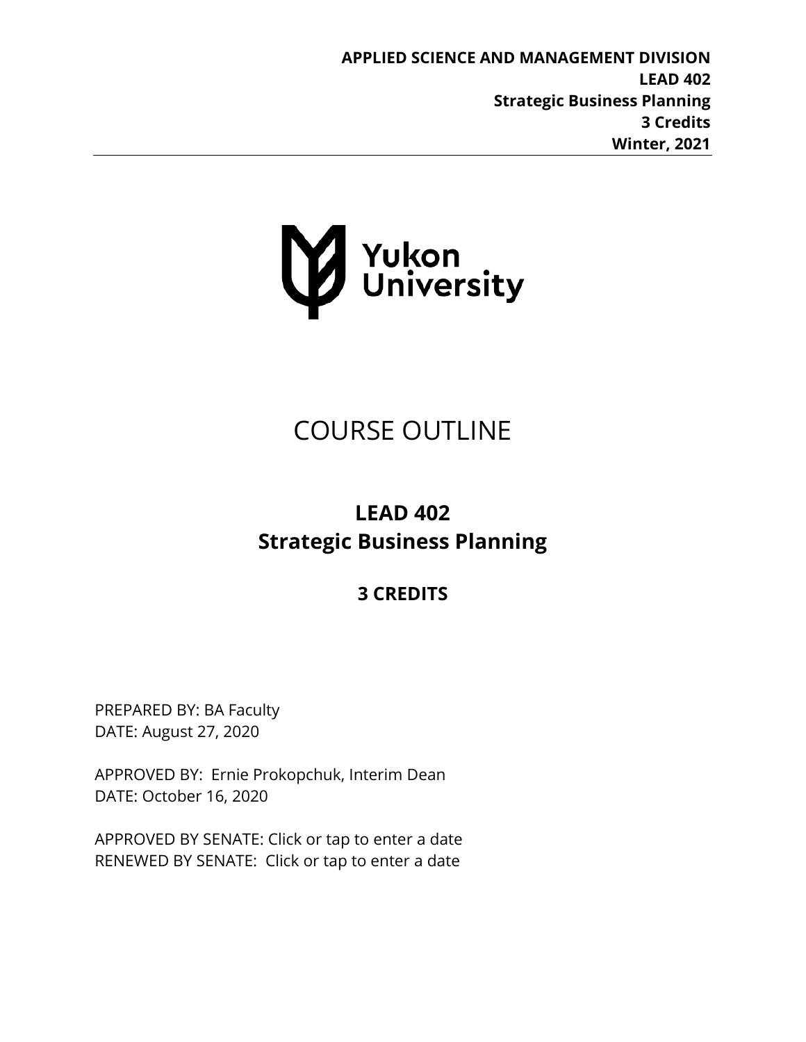**APPLIED SCIENCE AND MANAGEMENT DIVISION**
**LEAD 402**
**Strategic Business Planning**
**3 Credits**
**Winter, 2021**

Yukon University

# COURSE OUTLINE

## LEAD 402
## Strategic Business Planning

### 3 CREDITS

PREPARED BY: BA Faculty
DATE: August 27, 2020

APPROVED BY: Ernie Prokopchuk, Interim Dean
DATE: October 16, 2020

APPROVED BY SENATE: Click or tap to enter a date
RENEWED BY SENATE: Click or tap to enter a date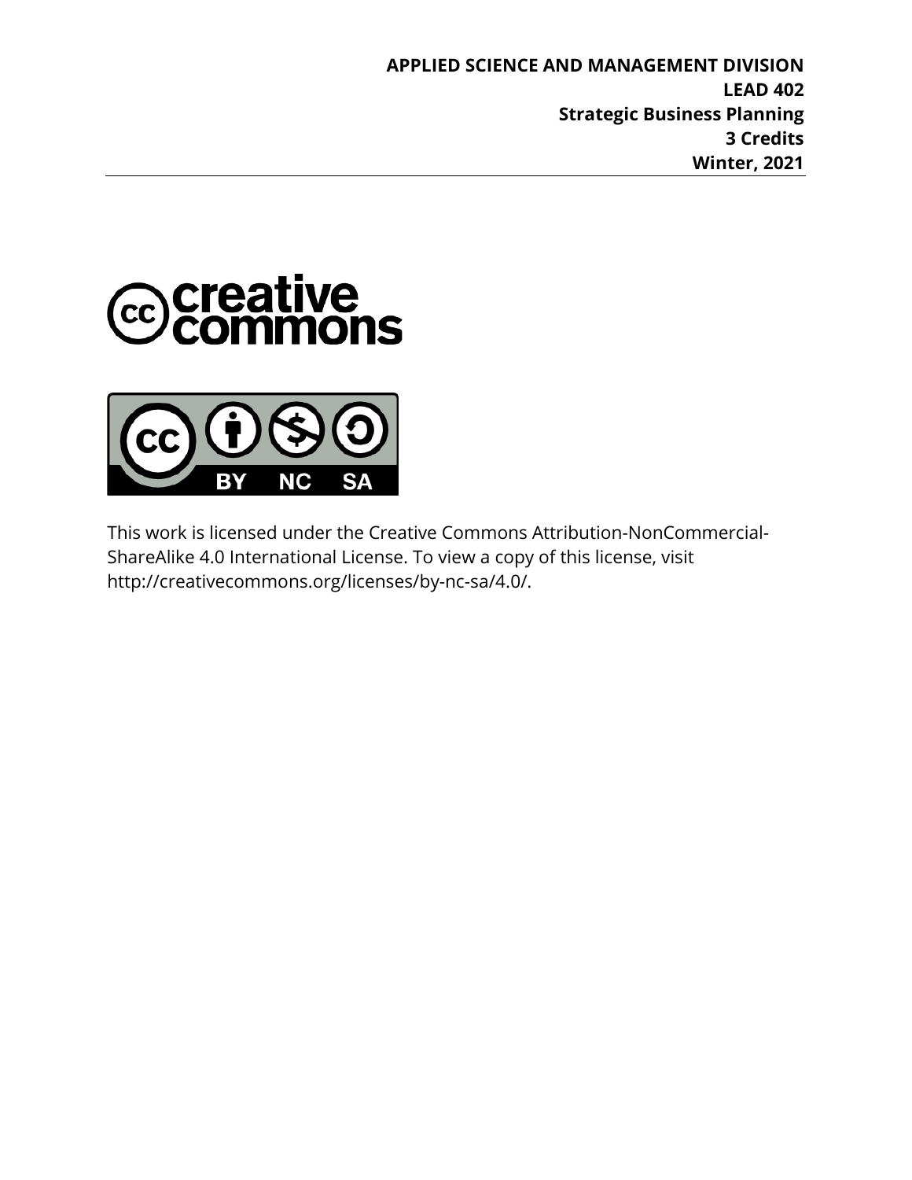**APPLIED SCIENCE AND MANAGEMENT DIVISION**
**LEAD 402**
**Strategic Business Planning**
**3 Credits**
**Winter, 2021**

---

This work is licensed under the Creative Commons Attribution-NonCommercial-ShareAlike 4.0 International License. To view a copy of this license, visit http://creativecommons.org/licenses/by-nc-sa/4.0/.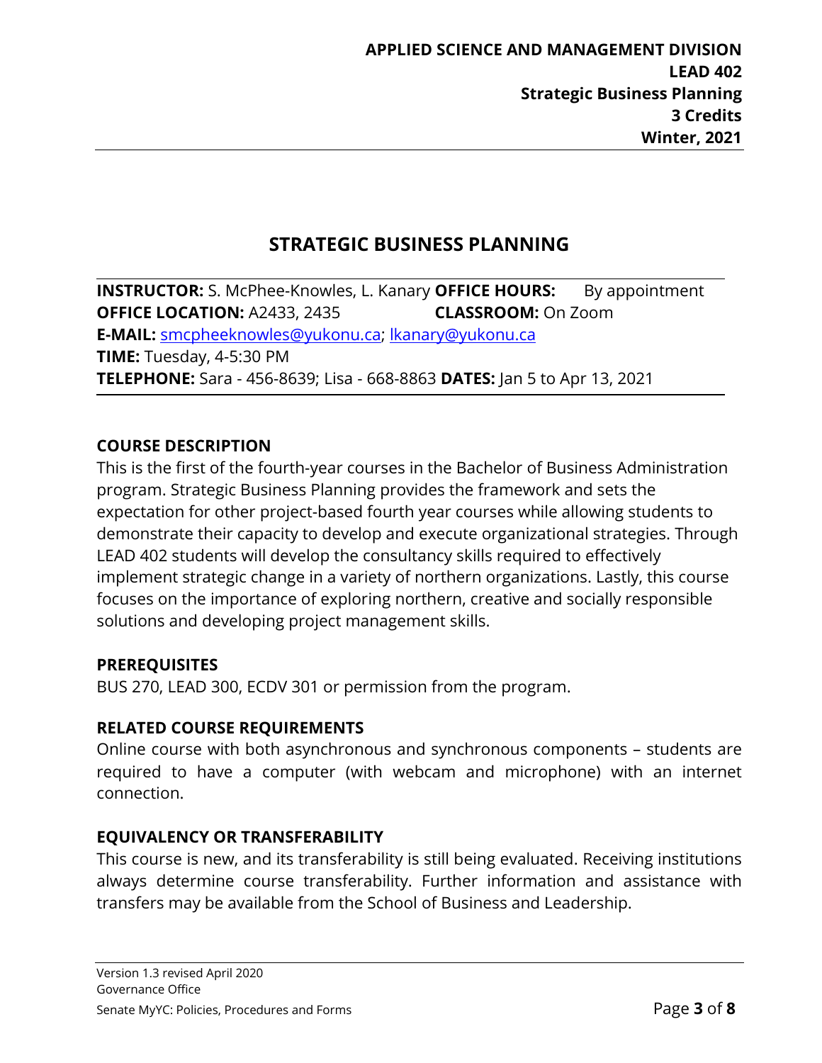**APPLIED SCIENCE AND MANAGEMENT DIVISION**
**LEAD 402**
**Strategic Business Planning**
**3 Credits**
**Winter, 2021**

# STRATEGIC BUSINESS PLANNING

**INSTRUCTOR:** S. McPhee-Knowles, L. Kanary **OFFICE HOURS:** By appointment
**OFFICE LOCATION:** A2433, 2435 **CLASSROOM:** On Zoom
**E-MAIL:** smcpheeknowles@yukonu.ca; lkanary@yukonu.ca
**TIME:** Tuesday, 4-5:30 PM
**TELEPHONE:** Sara - 456-8639; Lisa - 668-8863 **DATES:** Jan 5 to Apr 13, 2021

## COURSE DESCRIPTION

This is the first of the fourth-year courses in the Bachelor of Business Administration program. Strategic Business Planning provides the framework and sets the expectation for other project-based fourth year courses while allowing students to demonstrate their capacity to develop and execute organizational strategies. Through LEAD 402 students will develop the consultancy skills required to effectively implement strategic change in a variety of northern organizations. Lastly, this course focuses on the importance of exploring northern, creative and socially responsible solutions and developing project management skills.

## PREREQUISITES

BUS 270, LEAD 300, ECDV 301 or permission from the program.

## RELATED COURSE REQUIREMENTS

Online course with both asynchronous and synchronous components – students are required to have a computer (with webcam and microphone) with an internet connection.

## EQUIVALENCY OR TRANSFERABILITY

This course is new, and its transferability is still being evaluated. Receiving institutions always determine course transferability. Further information and assistance with transfers may be available from the School of Business and Leadership.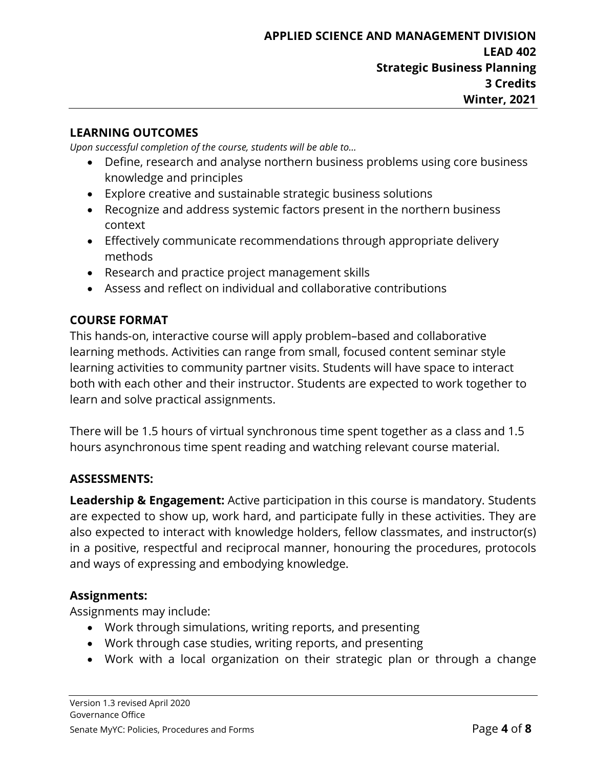## LEARNING OUTCOMES

*Upon successful completion of the course, students will be able to…*

- Define, research and analyse northern business problems using core business knowledge and principles
- Explore creative and sustainable strategic business solutions
- Recognize and address systemic factors present in the northern business context
- Effectively communicate recommendations through appropriate delivery methods
- Research and practice project management skills
- Assess and reflect on individual and collaborative contributions

## COURSE FORMAT

This hands-on, interactive course will apply problem–based and collaborative learning methods. Activities can range from small, focused content seminar style learning activities to community partner visits. Students will have space to interact both with each other and their instructor. Students are expected to work together to learn and solve practical assignments.

There will be 1.5 hours of virtual synchronous time spent together as a class and 1.5 hours asynchronous time spent reading and watching relevant course material.

## ASSESSMENTS:

**Leadership & Engagement:** Active participation in this course is mandatory. Students are expected to show up, work hard, and participate fully in these activities. They are also expected to interact with knowledge holders, fellow classmates, and instructor(s) in a positive, respectful and reciprocal manner, honouring the procedures, protocols and ways of expressing and embodying knowledge.

### Assignments:

Assignments may include:

- Work through simulations, writing reports, and presenting
- Work through case studies, writing reports, and presenting
- Work with a local organization on their strategic plan or through a change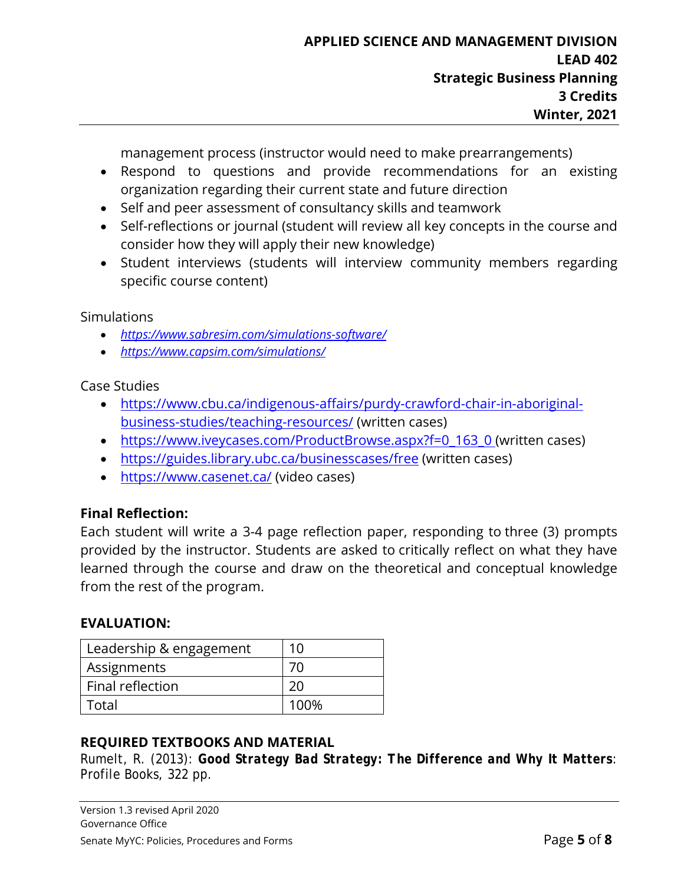management process (instructor would need to make prearrangements)

- Respond to questions and provide recommendations for an existing organization regarding their current state and future direction
- Self and peer assessment of consultancy skills and teamwork
- Self-reflections or journal (student will review all key concepts in the course and consider how they will apply their new knowledge)
- Student interviews (students will interview community members regarding specific course content)

Simulations

- *https://www.sabresim.com/simulations-software/*
- *https://www.capsim.com/simulations/*

Case Studies

- https://www.cbu.ca/indigenous-affairs/purdy-crawford-chair-in-aboriginal-business-studies/teaching-resources/ (written cases)
- https://www.iveycases.com/ProductBrowse.aspx?f=0_163_0 (written cases)
- https://guides.library.ubc.ca/businesscases/free (written cases)
- https://www.casenet.ca/ (video cases)

**Final Reflection:**

Each student will write a 3-4 page reflection paper, responding to three (3) prompts provided by the instructor. Students are asked to critically reflect on what they have learned through the course and draw on the theoretical and conceptual knowledge from the rest of the program.

**EVALUATION:**

| Leadership & engagement | 10 |
|---|---|
| Assignments | 70 |
| Final reflection | 20 |
| Total | 100% |

**REQUIRED TEXTBOOKS AND MATERIAL**

Rumelt, R. (2013): **Good Strategy Bad Strategy: The Difference and Why It Matters**: Profile Books, 322 pp.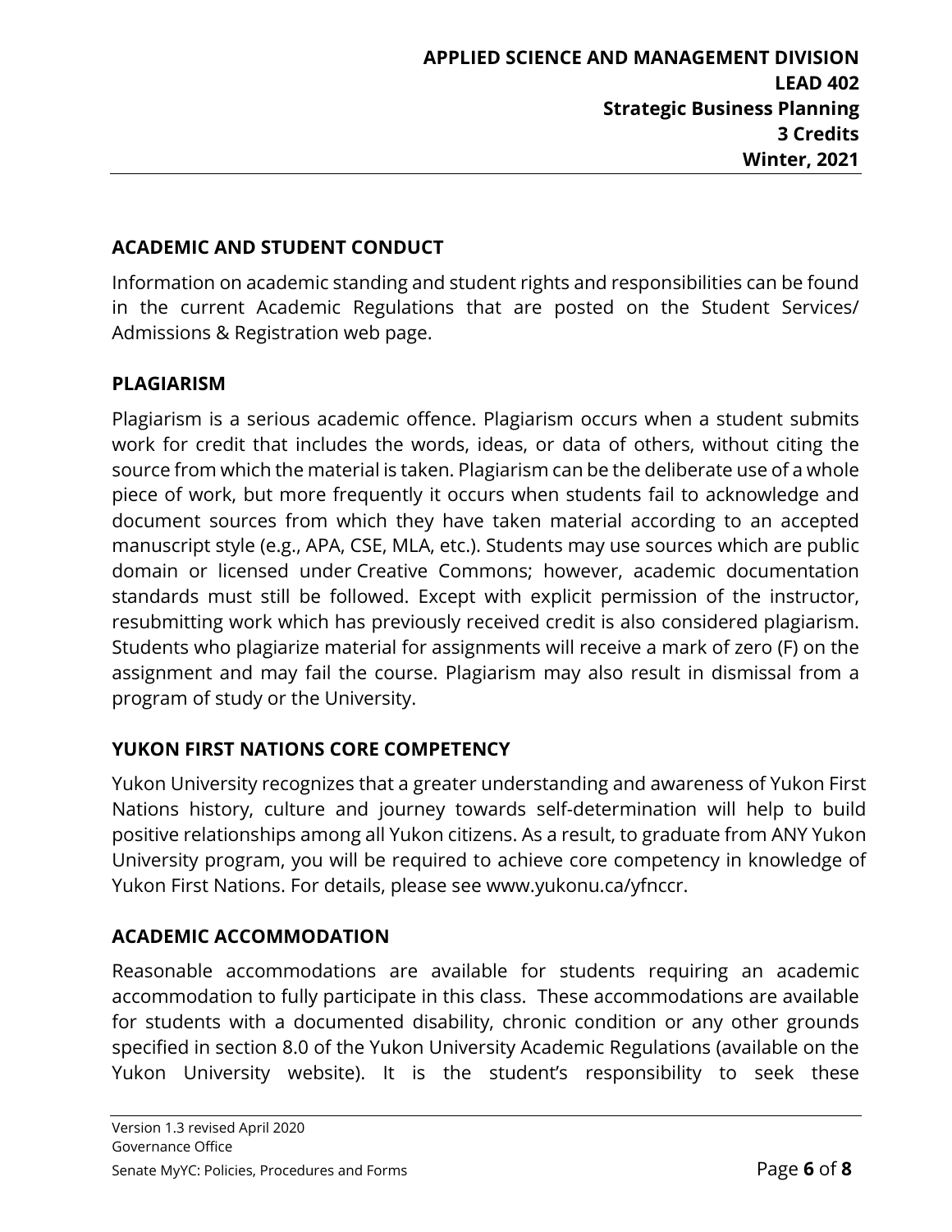## ACADEMIC AND STUDENT CONDUCT

Information on academic standing and student rights and responsibilities can be found in the current Academic Regulations that are posted on the Student Services/ Admissions & Registration web page.

## PLAGIARISM

Plagiarism is a serious academic offence. Plagiarism occurs when a student submits work for credit that includes the words, ideas, or data of others, without citing the source from which the material is taken. Plagiarism can be the deliberate use of a whole piece of work, but more frequently it occurs when students fail to acknowledge and document sources from which they have taken material according to an accepted manuscript style (e.g., APA, CSE, MLA, etc.). Students may use sources which are public domain or licensed under Creative Commons; however, academic documentation standards must still be followed. Except with explicit permission of the instructor, resubmitting work which has previously received credit is also considered plagiarism. Students who plagiarize material for assignments will receive a mark of zero (F) on the assignment and may fail the course. Plagiarism may also result in dismissal from a program of study or the University.

## YUKON FIRST NATIONS CORE COMPETENCY

Yukon University recognizes that a greater understanding and awareness of Yukon First Nations history, culture and journey towards self-determination will help to build positive relationships among all Yukon citizens. As a result, to graduate from ANY Yukon University program, you will be required to achieve core competency in knowledge of Yukon First Nations. For details, please see www.yukonu.ca/yfnccr.

## ACADEMIC ACCOMMODATION

Reasonable accommodations are available for students requiring an academic accommodation to fully participate in this class. These accommodations are available for students with a documented disability, chronic condition or any other grounds specified in section 8.0 of the Yukon University Academic Regulations (available on the Yukon University website). It is the student's responsibility to seek these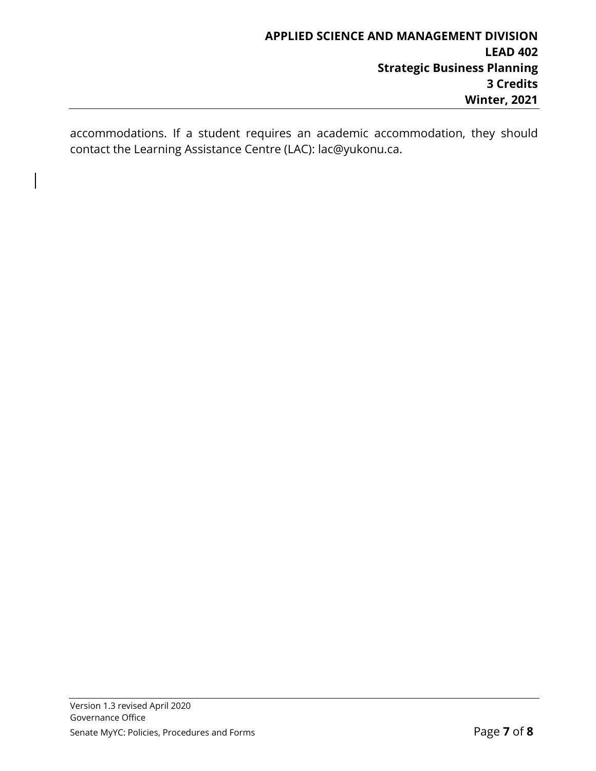accommodations. If a student requires an academic accommodation, they should contact the Learning Assistance Centre (LAC): lac@yukonu.ca.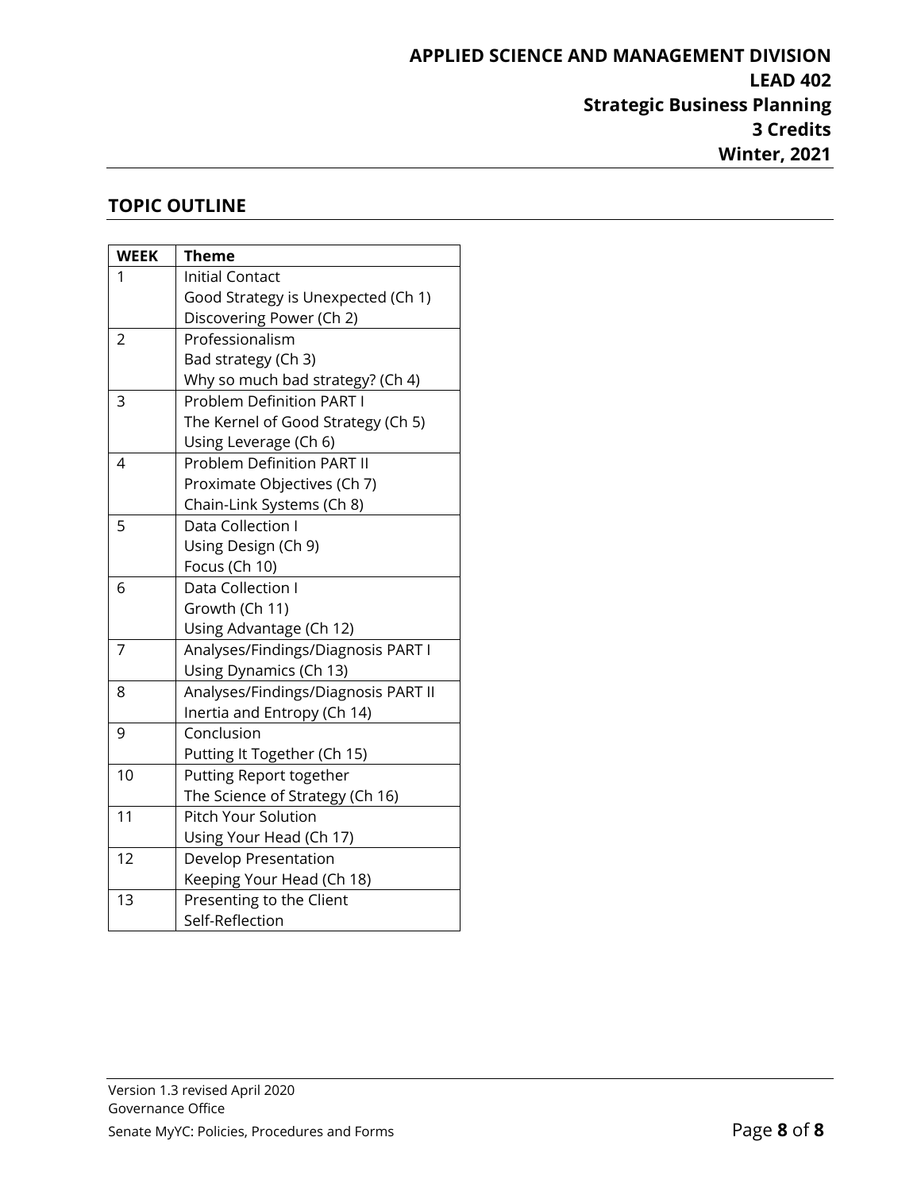## TOPIC OUTLINE

| WEEK | Theme |
|---|---|
| 1 | Initial Contact<br>Good Strategy is Unexpected (Ch 1)<br>Discovering Power (Ch 2) |
| 2 | Professionalism<br>Bad strategy (Ch 3)<br>Why so much bad strategy? (Ch 4) |
| 3 | Problem Definition PART I<br>The Kernel of Good Strategy (Ch 5)<br>Using Leverage (Ch 6) |
| 4 | Problem Definition PART II<br>Proximate Objectives (Ch 7)<br>Chain-Link Systems (Ch 8) |
| 5 | Data Collection I<br>Using Design (Ch 9)<br>Focus (Ch 10) |
| 6 | Data Collection I<br>Growth (Ch 11)<br>Using Advantage (Ch 12) |
| 7 | Analyses/Findings/Diagnosis PART I<br>Using Dynamics (Ch 13) |
| 8 | Analyses/Findings/Diagnosis PART II<br>Inertia and Entropy (Ch 14) |
| 9 | Conclusion<br>Putting It Together (Ch 15) |
| 10 | Putting Report together<br>The Science of Strategy (Ch 16) |
| 11 | Pitch Your Solution<br>Using Your Head (Ch 17) |
| 12 | Develop Presentation<br>Keeping Your Head (Ch 18) |
| 13 | Presenting to the Client<br>Self-Reflection |